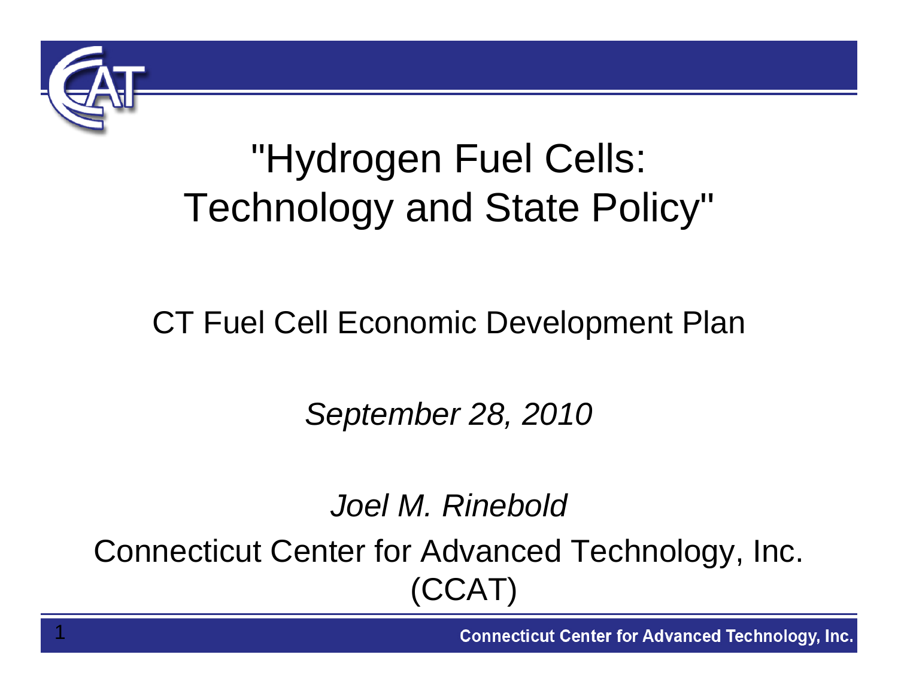# "Hydrogen Fuel Cells: Technology and State Policy"

CT Fuel Cell Economic Development Plan

*September 28, 2010*

*Joel M. Rinebold*

Connecticut Center for Advanced Technology, Inc. (CCAT)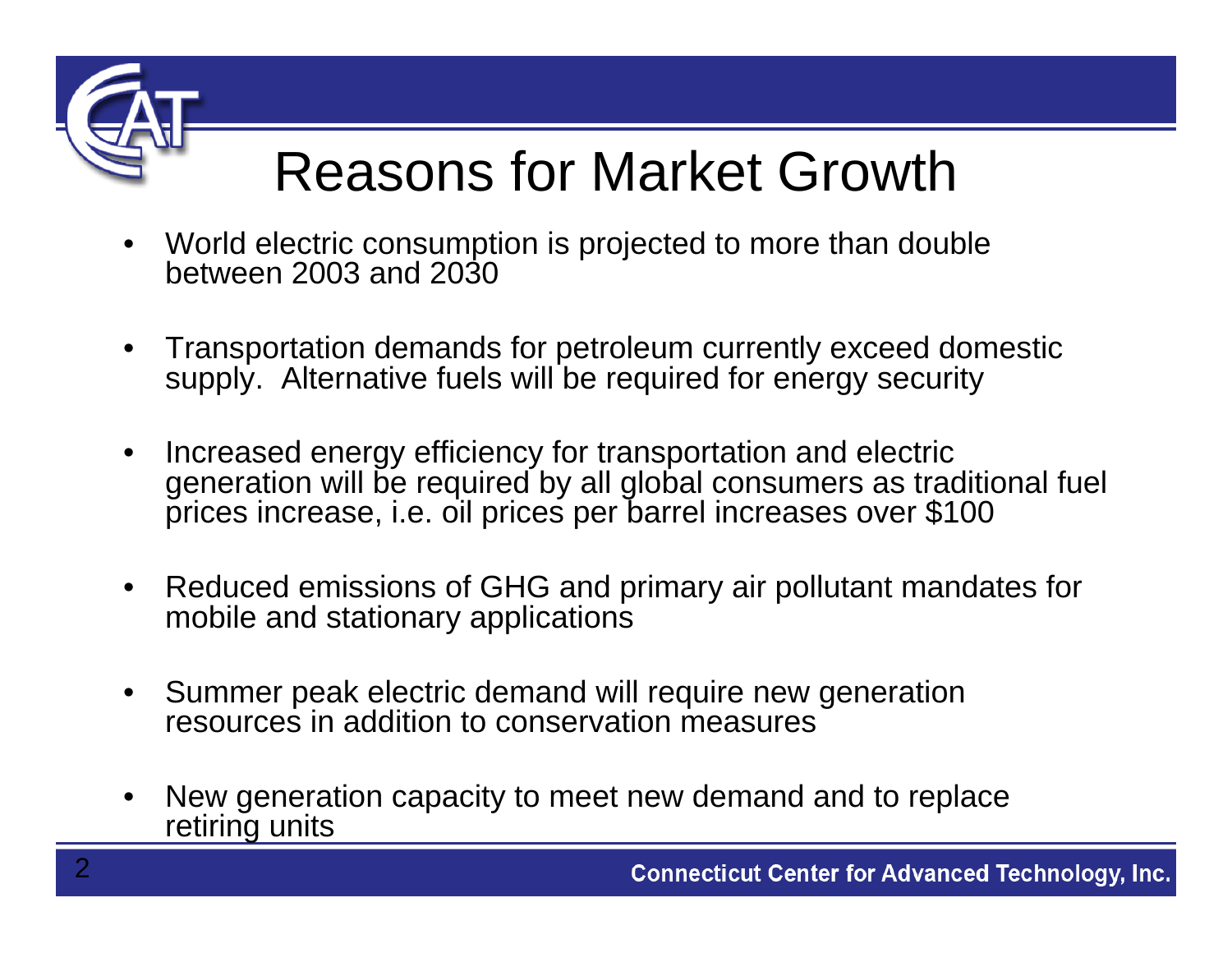# Reasons for Market Growth

- World electric consumption is projected to more than double between 2003 and 2030
- Transportation demands for petroleum currently exceed domestic supply. Alternative fuels will be required for energy security
- Increased energy efficiency for transportation and electric generation will be required by all global consumers as traditional fuel prices increase, i.e. oil prices per barrel increases over $100
- Reduced emissions of GHG and primary air pollutant mandates for mobile and stationary applications
- Summer peak electric demand will require new generation resources in addition to conservation measures
- New generation capacity to meet new demand and to replace retiring units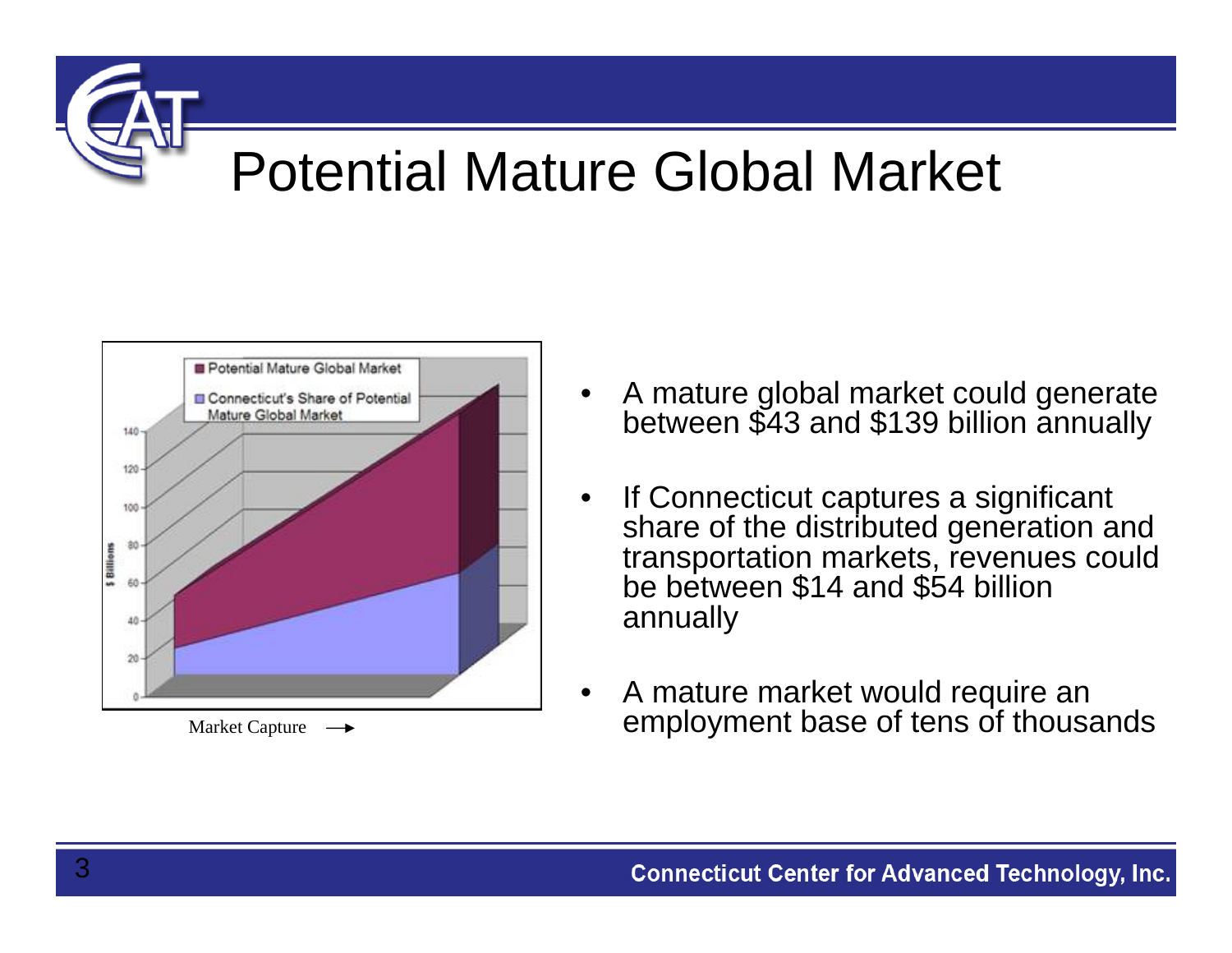# Potential Mature Global Market

Potential Mature Global Market

Connecticut's Share of Potential Mature Global Market

$ Billions

Market Capture →

- A mature global market could generate between $43 and $139 billion annually
- If Connecticut captures a significant share of the distributed generation and transportation markets, revenues could be between $14 and $54 billion annually
- A mature market would require an employment base of tens of thousands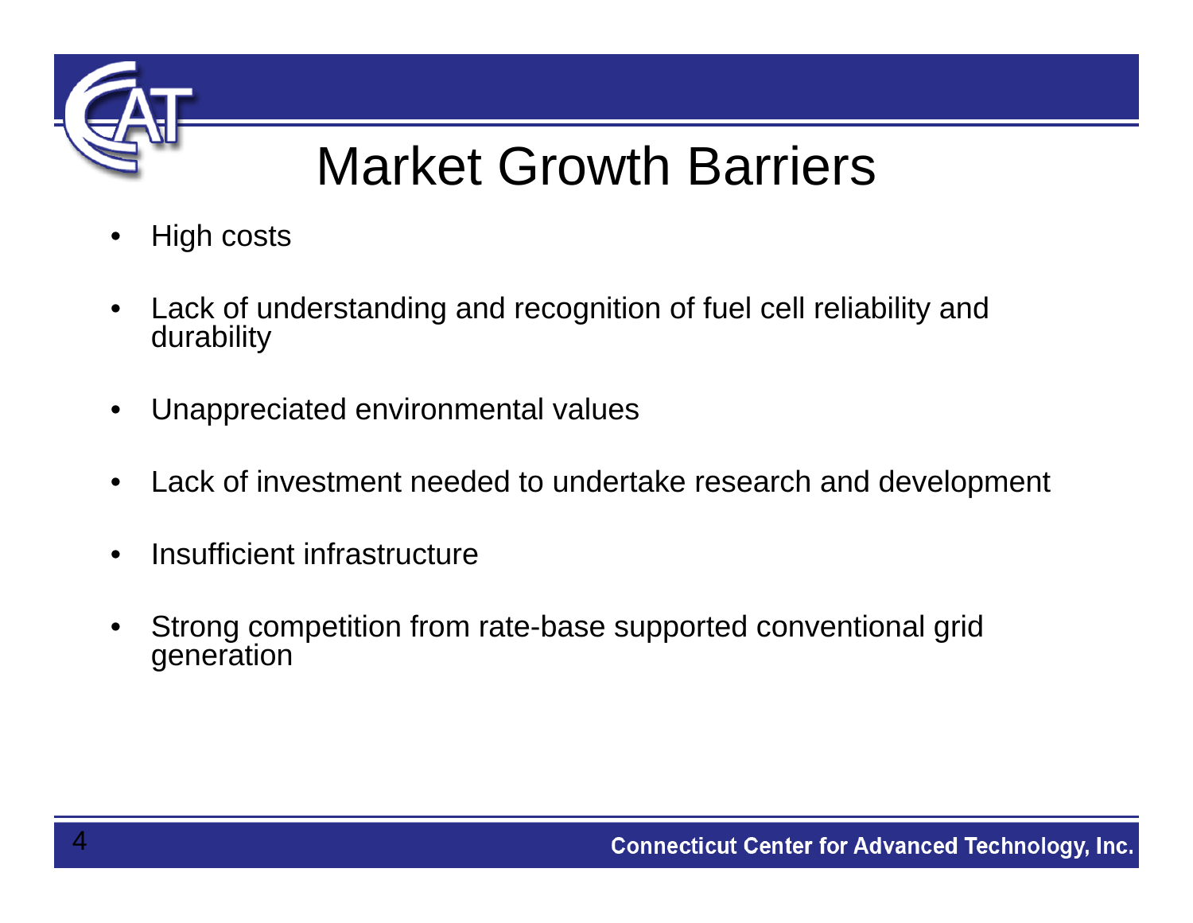# Market Growth Barriers

- High costs
- Lack of understanding and recognition of fuel cell reliability and durability
- Unappreciated environmental values
- Lack of investment needed to undertake research and development
- Insufficient infrastructure
- Strong competition from rate-base supported conventional grid generation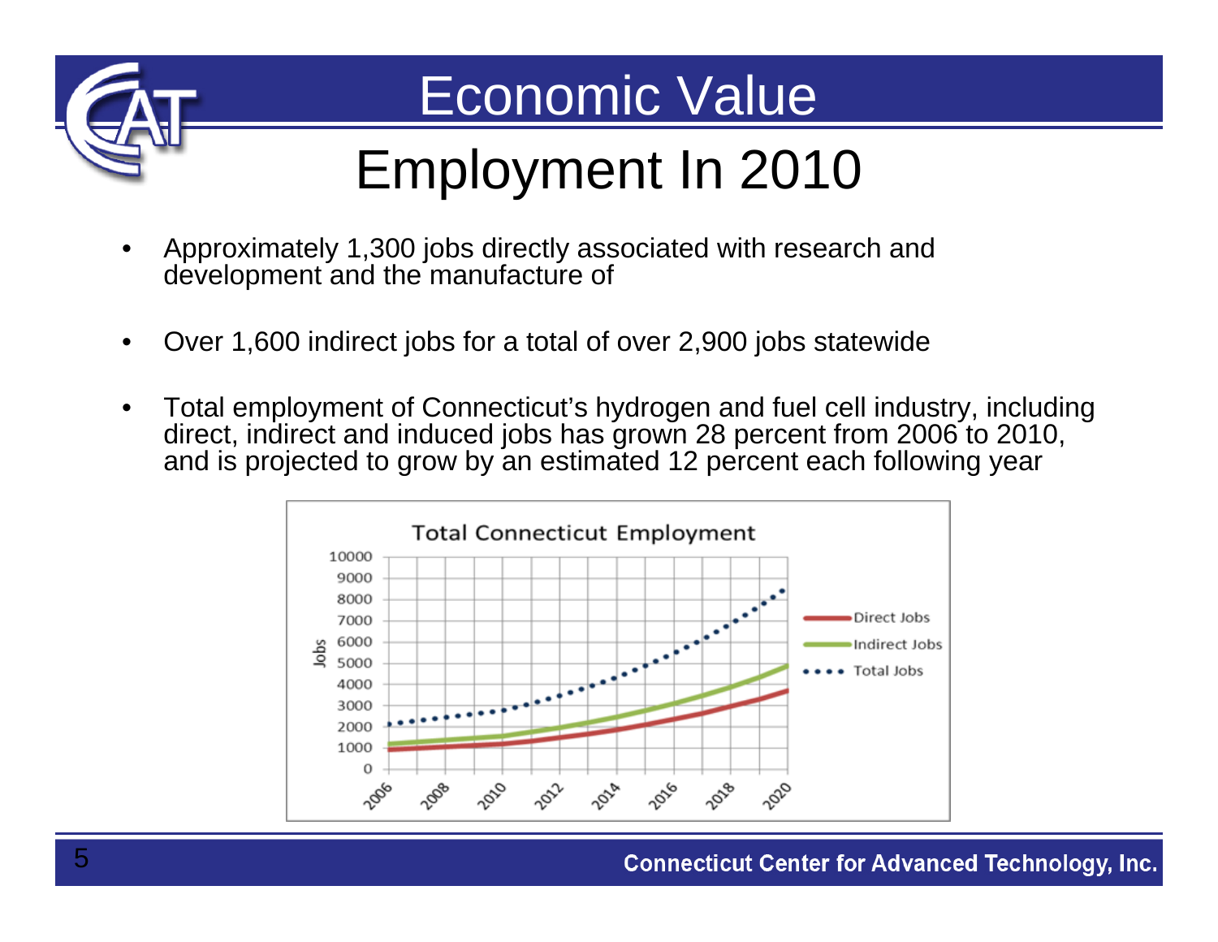# Economic Value

## Employment In 2010

- Approximately 1,300 jobs directly associated with research and development and the manufacture of
- Over 1,600 indirect jobs for a total of over 2,900 jobs statewide
- Total employment of Connecticut's hydrogen and fuel cell industry, including direct, indirect and induced jobs has grown 28 percent from 2006 to 2010, and is projected to grow by an estimated 12 percent each following year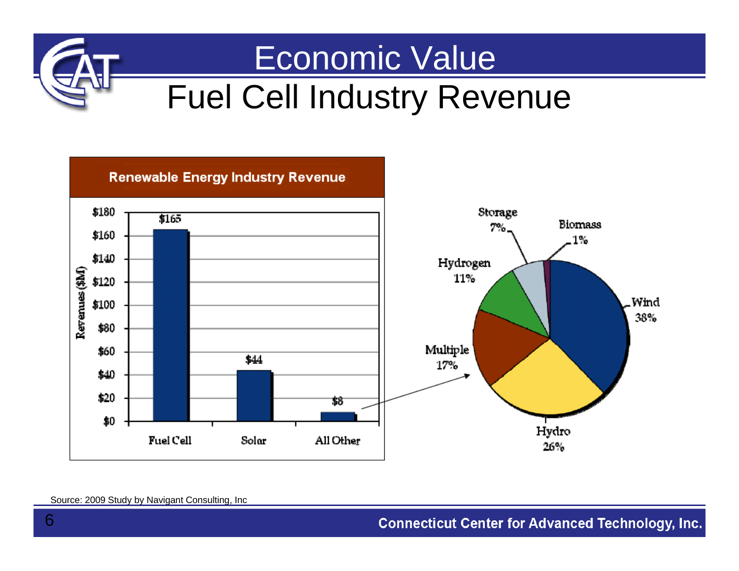# Economic Value

## Fuel Cell Industry Revenue

**Renewable Energy Industry Revenue**

| Category | Revenues ($M) |
| --- | --- |
| Fuel Cell | $165 |
| Solar | $44 |
| All Other | $8 |

All Other breakdown:

| Category | Share |
| --- | --- |
| Wind | 38% |
| Hydro | 26% |
| Multiple | 17% |
| Hydrogen | 11% |
| Storage | 7% |
| Biomass | 1% |

Source: 2009 Study by Navigant Consulting, Inc

Connecticut Center for Advanced Technology, Inc.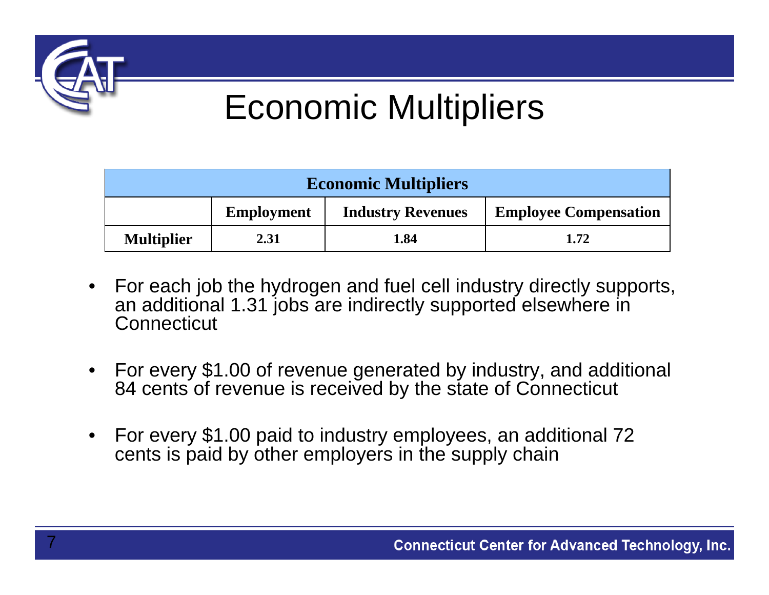# Economic Multipliers

| Economic Multipliers | | | |
|---|---|---|---|
| | **Employment** | **Industry Revenues** | **Employee Compensation** |
| **Multiplier** | **2.31** | **1.84** | **1.72** |

- For each job the hydrogen and fuel cell industry directly supports, an additional 1.31 jobs are indirectly supported elsewhere in Connecticut
- For every $1.00 of revenue generated by industry, and additional 84 cents of revenue is received by the state of Connecticut
- For every $1.00 paid to industry employees, an additional 72 cents is paid by other employers in the supply chain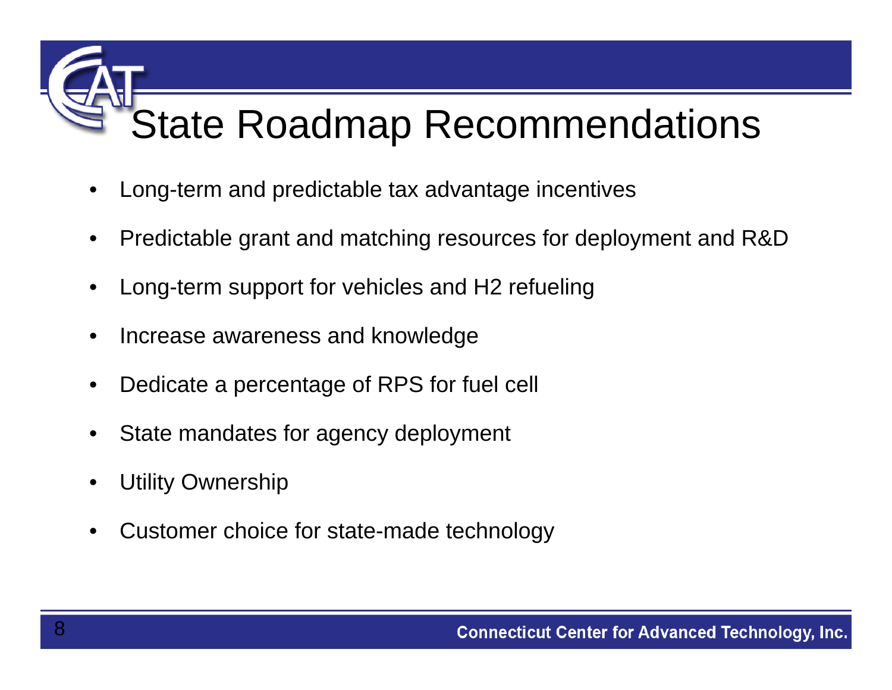# State Roadmap Recommendations

- Long-term and predictable tax advantage incentives
- Predictable grant and matching resources for deployment and R&D
- Long-term support for vehicles and H2 refueling
- Increase awareness and knowledge
- Dedicate a percentage of RPS for fuel cell
- State mandates for agency deployment
- Utility Ownership
- Customer choice for state-made technology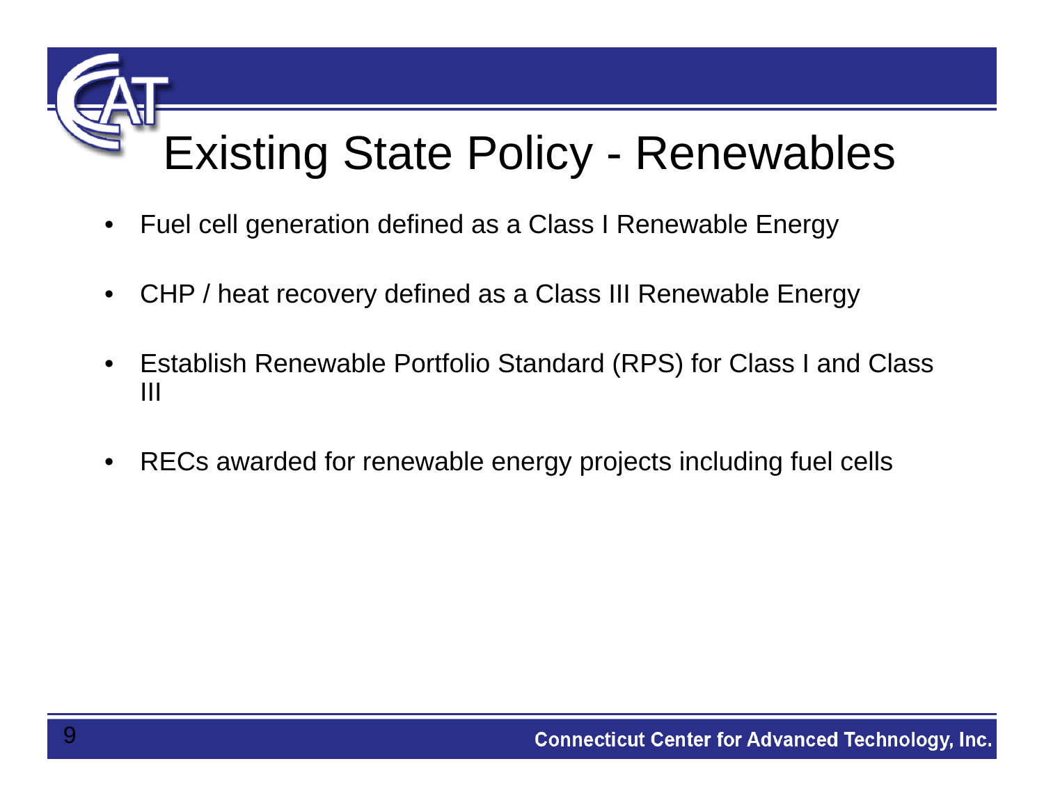# Existing State Policy - Renewables

- Fuel cell generation defined as a Class I Renewable Energy
- CHP / heat recovery defined as a Class III Renewable Energy
- Establish Renewable Portfolio Standard (RPS) for Class I and Class III
- RECs awarded for renewable energy projects including fuel cells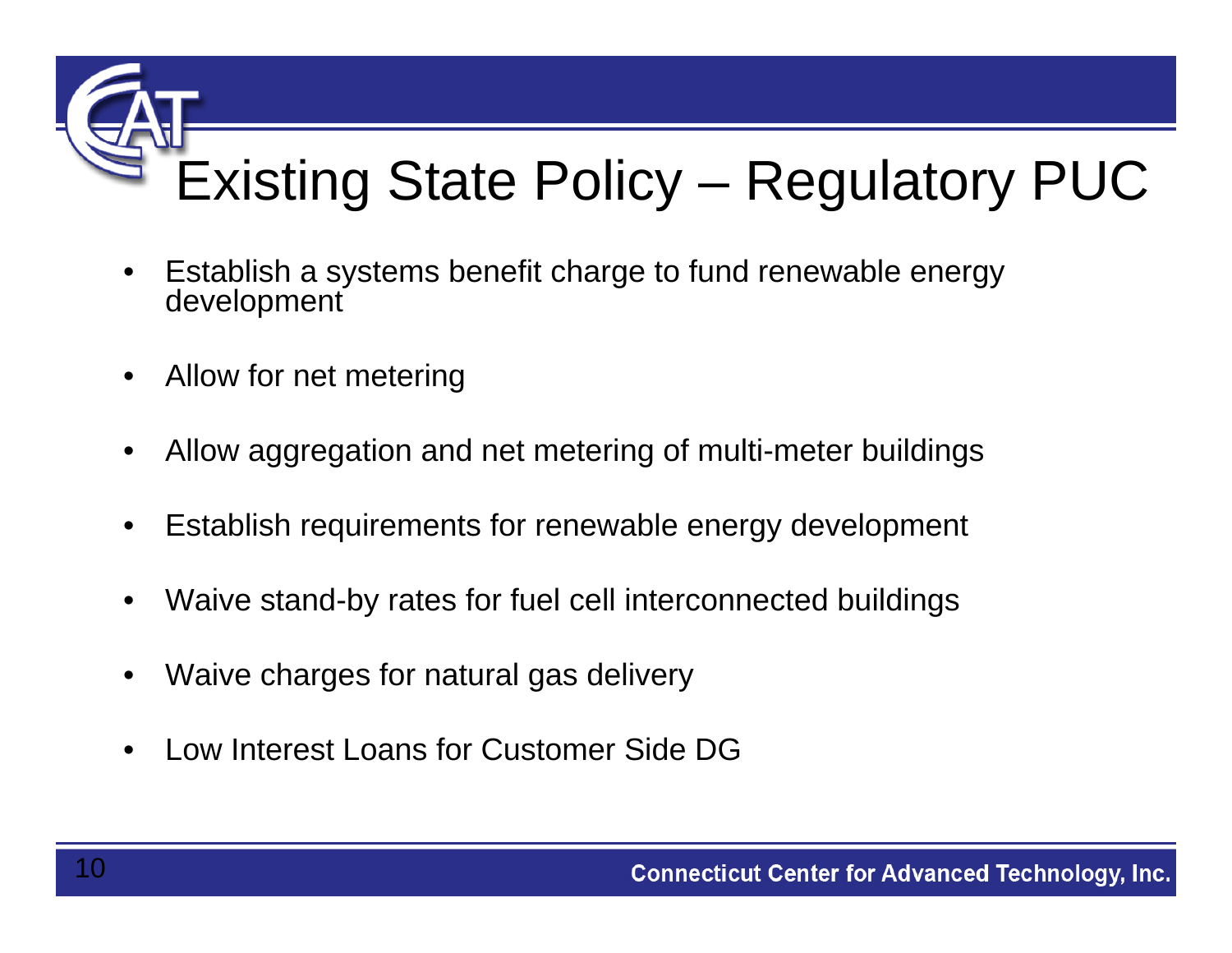# Existing State Policy – Regulatory PUC

- Establish a systems benefit charge to fund renewable energy development
- Allow for net metering
- Allow aggregation and net metering of multi-meter buildings
- Establish requirements for renewable energy development
- Waive stand-by rates for fuel cell interconnected buildings
- Waive charges for natural gas delivery
- Low Interest Loans for Customer Side DG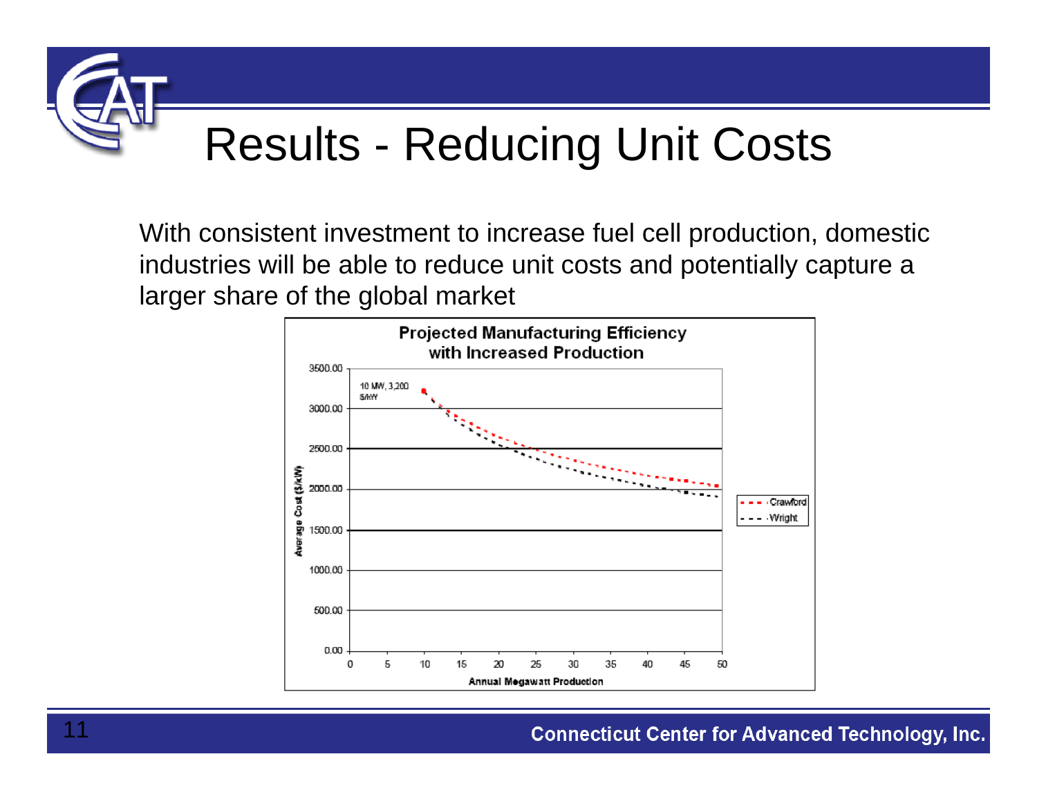# Results - Reducing Unit Costs

With consistent investment to increase fuel cell production, domestic industries will be able to reduce unit costs and potentially capture a larger share of the global market

**Projected Manufacturing Efficiency with Increased Production**

10 MW, 3,200 $/kW

Average Cost ($/kW)

Annual Megawatt Production

Crawford

Wright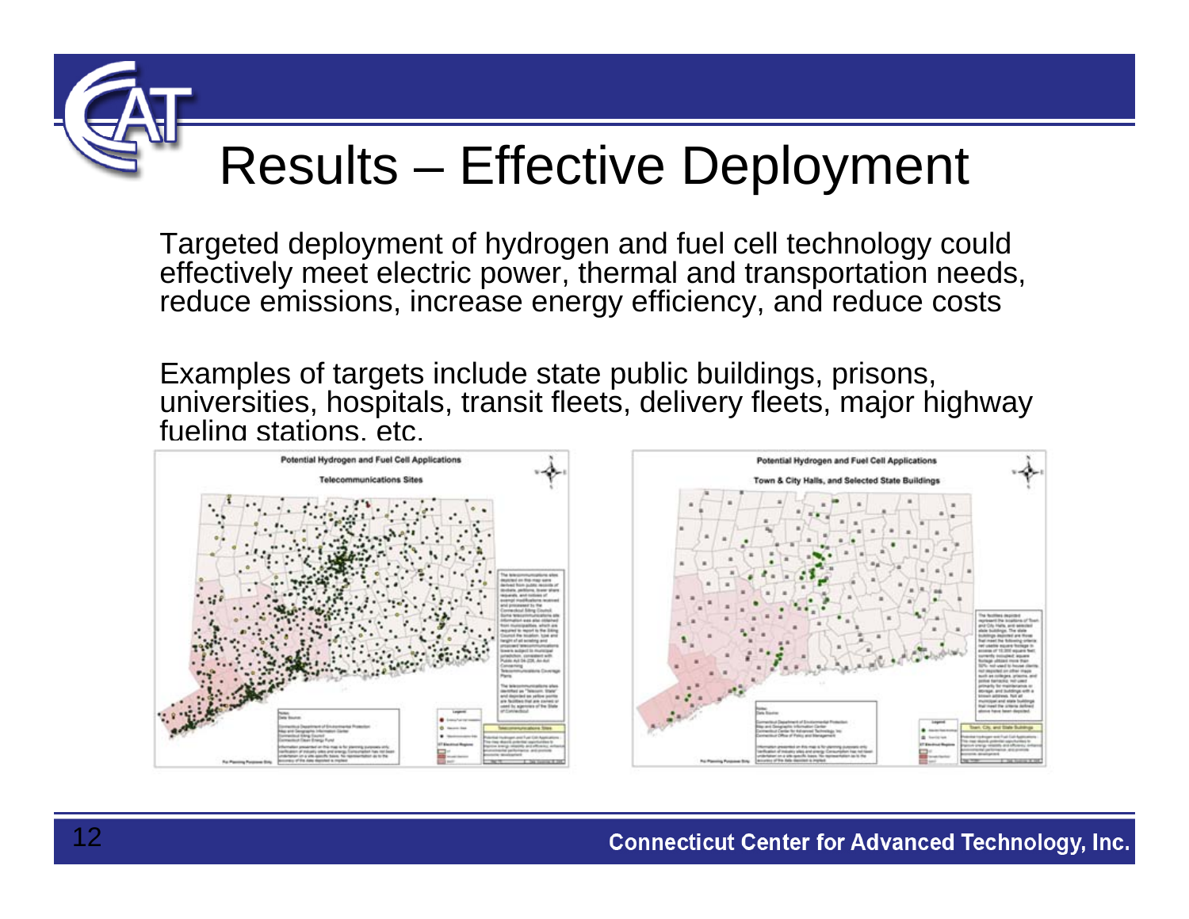# Results – Effective Deployment

Targeted deployment of hydrogen and fuel cell technology could effectively meet electric power, thermal and transportation needs, reduce emissions, increase energy efficiency, and reduce costs

Examples of targets include state public buildings, prisons, universities, hospitals, transit fleets, delivery fleets, major highway fueling stations, etc.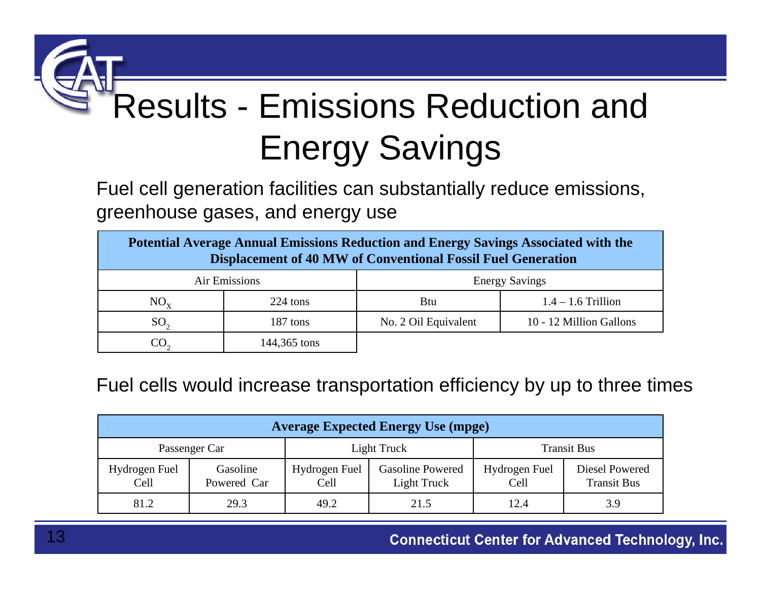# Results - Emissions Reduction and Energy Savings

Fuel cell generation facilities can substantially reduce emissions, greenhouse gases, and energy use

| **Potential Average Annual Emissions Reduction and Energy Savings Associated with the Displacement of 40 MW of Conventional Fossil Fuel Generation** | | | |
|---|---|---|---|
| Air Emissions | | Energy Savings | |
| $NO_X$ | 224 tons | Btu | 1.4 – 1.6 Trillion |
| $SO_2$ | 187 tons | No. 2 Oil Equivalent | 10 - 12 Million Gallons |
| $CO_2$ | 144,365 tons | | |

Fuel cells would increase transportation efficiency by up to three times

| **Average Expected Energy Use (mpge)** | | | | | |
|---|---|---|---|---|---|
| Passenger Car | | Light Truck | | Transit Bus | |
| Hydrogen Fuel Cell | Gasoline Powered Car | Hydrogen Fuel Cell | Gasoline Powered Light Truck | Hydrogen Fuel Cell | Diesel Powered Transit Bus |
| 81.2 | 29.3 | 49.2 | 21.5 | 12.4 | 3.9 |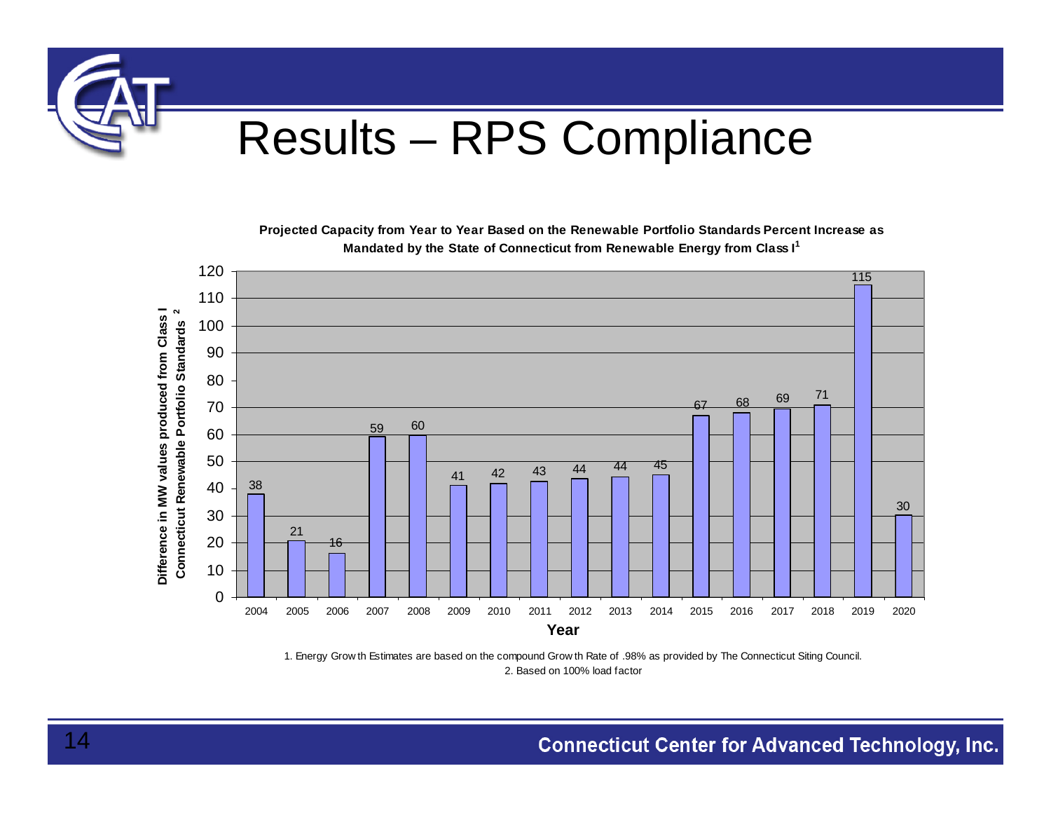# Results – RPS Compliance

**Projected Capacity from Year to Year Based on the Renewable Portfolio Standards Percent Increase as Mandated by the State of Connecticut from Renewable Energy from Class I[1]**

| Year | Difference in MW values produced from Class I Connecticut Renewable Portfolio Standards[2] |
|---|---|
| 2004 | 38 |
| 2005 | 21 |
| 2006 | 16 |
| 2007 | 59 |
| 2008 | 60 |
| 2009 | 41 |
| 2010 | 42 |
| 2011 | 43 |
| 2012 | 44 |
| 2013 | 44 |
| 2014 | 45 |
| 2015 | 67 |
| 2016 | 68 |
| 2017 | 69 |
| 2018 | 71 |
| 2019 | 115 |
| 2020 | 30 |

1. Energy Growth Estimates are based on the compound Growth Rate of .98% as provided by The Connecticut Siting Council.
2. Based on 100% load factor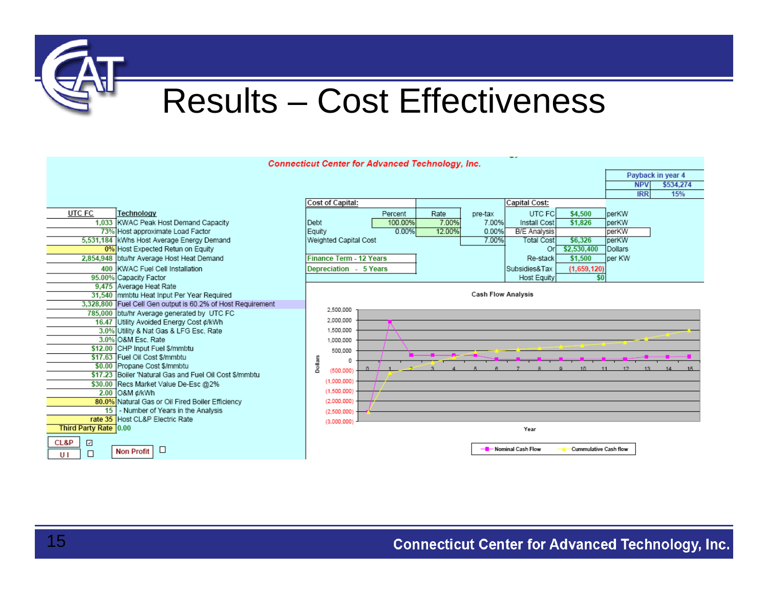# Results – Cost Effectiveness

**Connecticut Center for Advanced Technology, Inc.**

| Payback in year 4 | |
|---|---|
| NPV | $534,274 |
| IRR | 15% |

| UTC FC | Technology |
|---|---|
| 1,033 | KWAC Peak Host Demand Capacity |
| 73% | Host approximate Load Factor |
| 5,531,184 | kWhs Host Average Energy Demand |
| 0% | Host Expected Retun on Equity |
| 2,854,948 | btu/hr Average Host Heat Demand |
| 400 | KWAC Fuel Cell Installation |
| 95.00% | Capacity Factor |
| 9,475 | Average Heat Rate |
| 31,540 | mmbtu Heat Input Per Year Required |
| 3,328,800 | Fuel Cell Gen output is 60.2% of Host Requirement |
| 785,000 | btu/hr Average generated by UTC FC |
| 16.47 | Utility Avoided Energy Cost ¢/kWh |
| 3.0% | Utility & Nat Gas & LFG Esc. Rate |
| 3.0% | O&M Esc. Rate |
| $12.00 | CHP Input Fuel $/mmbtu |
| $17.63 | Fuel Oil Cost $/mmbtu |
| $0.00 | Propane Cost $/mmbtu |
| $17.23 | Boiler 'Natural Gas and Fuel Oil Cost $/mmbtu |
| $30.00 | Recs Market Value De-Esc @2% |
| 2.00 | O&M ¢/kWh |
| 80.0% | Natural Gas or Oil Fired Boiler Efficiency |
| 15 | - Number of Years in the Analysis |
| rate 35 | Host CL&P Electric Rate |
| Third Party Rate | 0.00 |

CL&P ☑ U I ☐ Non Profit ☐

| Cost of Capital: | Percent | Rate | pre-tax |
|---|---|---|---|
| Debt | 100.00% | 7.00% | 7.00% |
| Equity | 0.00% | 12.00% | 0.00% |
| Weighted Capital Cost | | | 7.00% |
| Finance Term - 12 Years | | | |
| Depreciation - 5 Years | | | |

| Capital Cost: | | |
|---|---|---|
| UTC FC | $4,500 | perKW |
| Install Cost | $1,826 | perKW |
| B/E Analysis | | perKW |
| Total Cost | $6,326 | perKW |
| Or | $2,530,400 | Dollars |
| Re-stack | $1,500 | per KW |
| Subsidies&Tax | (1,659,120) | |
| Host Equity | $0 | |

Cash Flow Analysis (Dollars vs. Year, 0–15; Nominal Cash Flow; Cummulative Cash flow)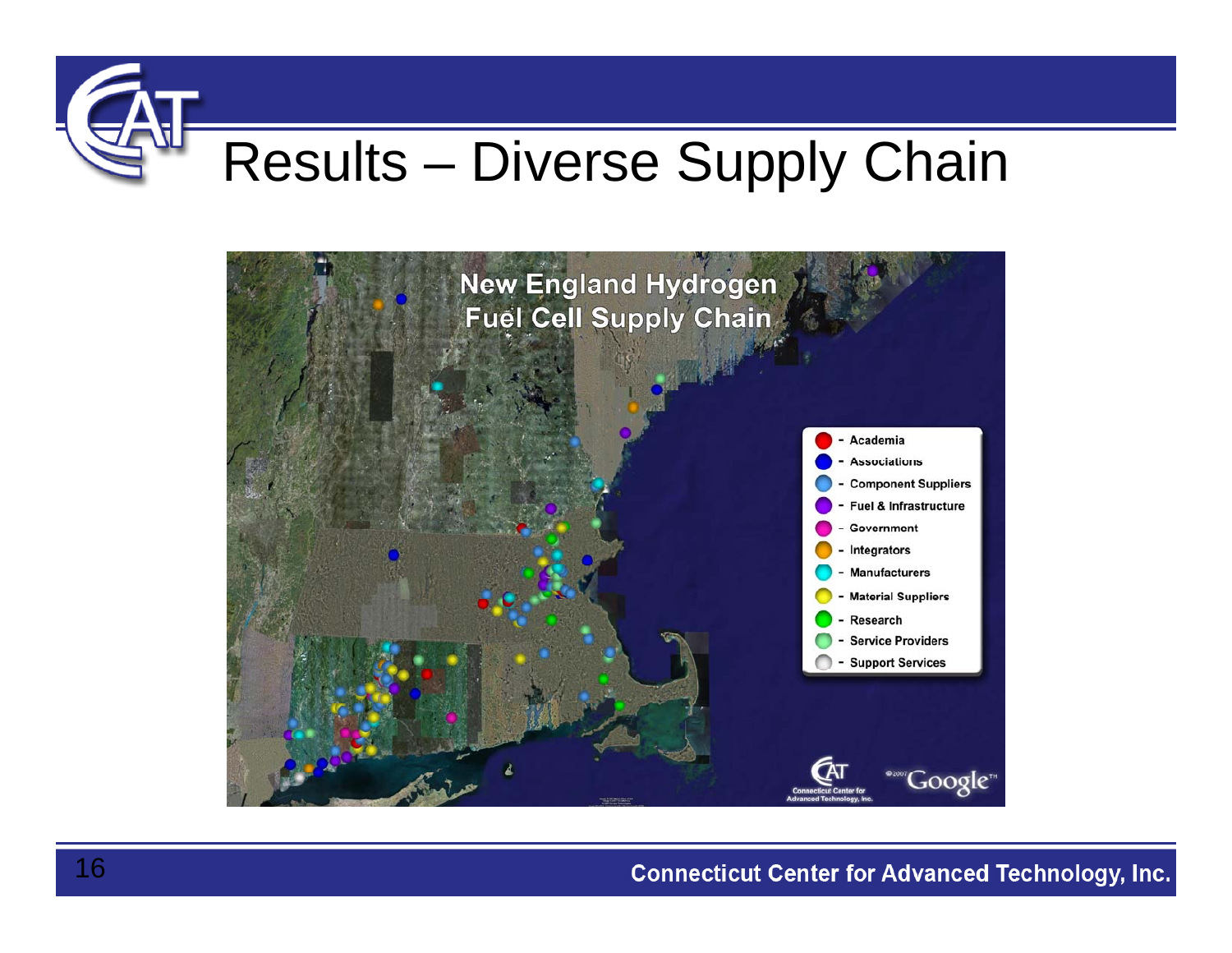# Results – Diverse Supply Chain

New England Hydrogen Fuel Cell Supply Chain

- Academia
- Associations
- Component Suppliers
- Fuel & Infrastructure
- Government
- Integrators
- Manufacturers
- Material Suppliers
- Research
- Service Providers
- Support Services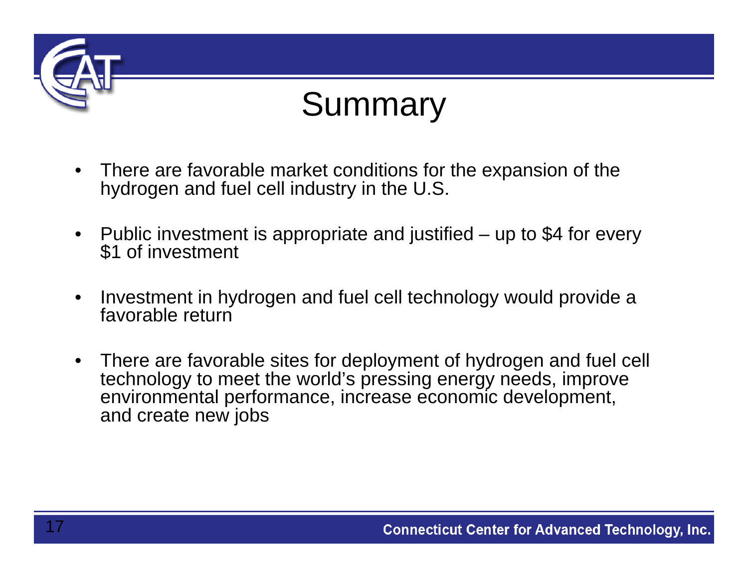# Summary

- There are favorable market conditions for the expansion of the hydrogen and fuel cell industry in the U.S.
- Public investment is appropriate and justified – up to $4 for every $1 of investment
- Investment in hydrogen and fuel cell technology would provide a favorable return
- There are favorable sites for deployment of hydrogen and fuel cell technology to meet the world's pressing energy needs, improve environmental performance, increase economic development, and create new jobs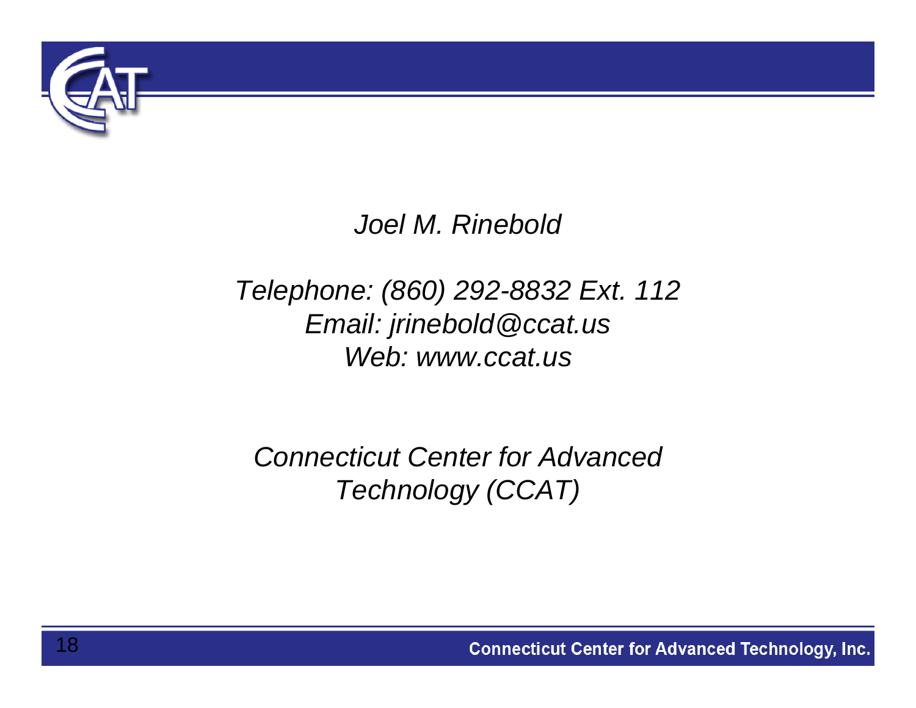*Joel M. Rinebold*

*Telephone: (860) 292-8832 Ext. 112*
*Email: jrinebold@ccat.us*
*Web: www.ccat.us*

*Connecticut Center for Advanced Technology (CCAT)*